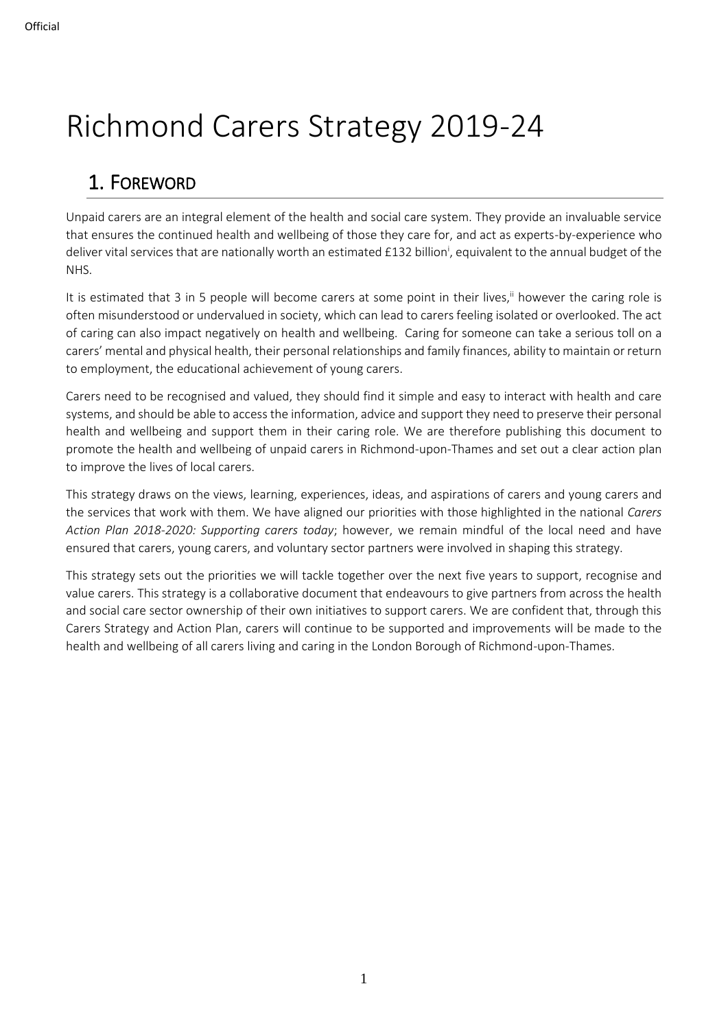# Richmond Carers Strategy 2019-24

## 1. Foreword

Unpaid carers are an integral element of the health and social care system. They provide an invaluable service that ensures the continued health and wellbeing of those they care for, and act as experts-by-experience who deliver vital services that are nationally worth an estimated £132 billion[i], equivalent to the annual budget of the NHS.

It is estimated that 3 in 5 people will become carers at some point in their lives,[ii] however the caring role is often misunderstood or undervalued in society, which can lead to carers feeling isolated or overlooked. The act of caring can also impact negatively on health and wellbeing. Caring for someone can take a serious toll on a carers' mental and physical health, their personal relationships and family finances, ability to maintain or return to employment, the educational achievement of young carers.

Carers need to be recognised and valued, they should find it simple and easy to interact with health and care systems, and should be able to access the information, advice and support they need to preserve their personal health and wellbeing and support them in their caring role. We are therefore publishing this document to promote the health and wellbeing of unpaid carers in Richmond-upon-Thames and set out a clear action plan to improve the lives of local carers.

This strategy draws on the views, learning, experiences, ideas, and aspirations of carers and young carers and the services that work with them. We have aligned our priorities with those highlighted in the national *Carers Action Plan 2018-2020: Supporting carers today*; however, we remain mindful of the local need and have ensured that carers, young carers, and voluntary sector partners were involved in shaping this strategy.

This strategy sets out the priorities we will tackle together over the next five years to support, recognise and value carers. This strategy is a collaborative document that endeavours to give partners from across the health and social care sector ownership of their own initiatives to support carers. We are confident that, through this Carers Strategy and Action Plan, carers will continue to be supported and improvements will be made to the health and wellbeing of all carers living and caring in the London Borough of Richmond-upon-Thames.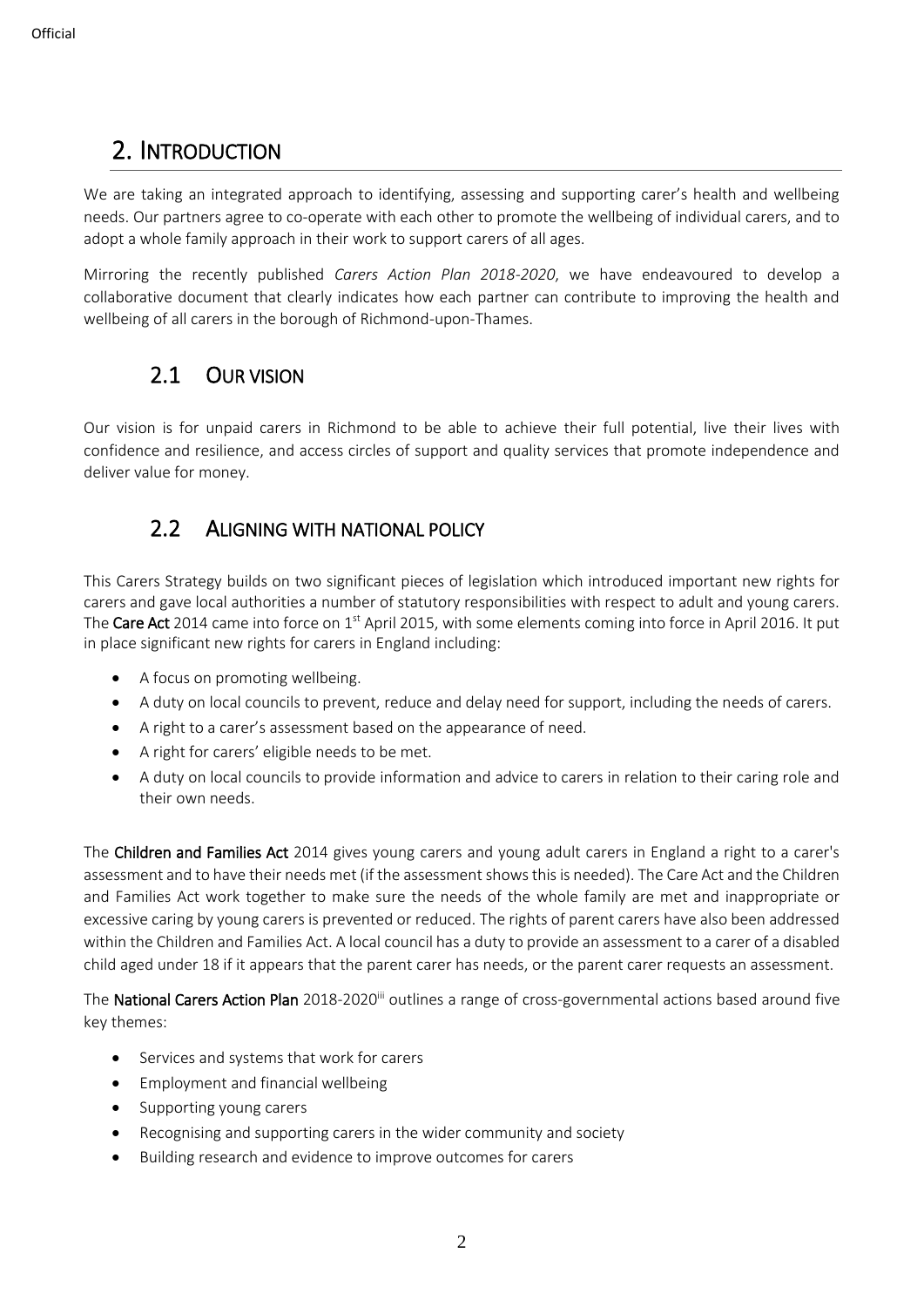## 2. Introduction

We are taking an integrated approach to identifying, assessing and supporting carer's health and wellbeing needs. Our partners agree to co-operate with each other to promote the wellbeing of individual carers, and to adopt a whole family approach in their work to support carers of all ages.

Mirroring the recently published *Carers Action Plan 2018-2020*, we have endeavoured to develop a collaborative document that clearly indicates how each partner can contribute to improving the health and wellbeing of all carers in the borough of Richmond-upon-Thames.

### 2.1 Our vision

Our vision is for unpaid carers in Richmond to be able to achieve their full potential, live their lives with confidence and resilience, and access circles of support and quality services that promote independence and deliver value for money.

### 2.2 Aligning with national policy

This Carers Strategy builds on two significant pieces of legislation which introduced important new rights for carers and gave local authorities a number of statutory responsibilities with respect to adult and young carers. The **Care Act** 2014 came into force on 1st April 2015, with some elements coming into force in April 2016. It put in place significant new rights for carers in England including:

- A focus on promoting wellbeing.
- A duty on local councils to prevent, reduce and delay need for support, including the needs of carers.
- A right to a carer's assessment based on the appearance of need.
- A right for carers' eligible needs to be met.
- A duty on local councils to provide information and advice to carers in relation to their caring role and their own needs.

The **Children and Families Act** 2014 gives young carers and young adult carers in England a right to a carer's assessment and to have their needs met (if the assessment shows this is needed). The Care Act and the Children and Families Act work together to make sure the needs of the whole family are met and inappropriate or excessive caring by young carers is prevented or reduced. The rights of parent carers have also been addressed within the Children and Families Act. A local council has a duty to provide an assessment to a carer of a disabled child aged under 18 if it appears that the parent carer has needs, or the parent carer requests an assessment.

The **National Carers Action Plan** 2018-2020[iii] outlines a range of cross-governmental actions based around five key themes:

- Services and systems that work for carers
- Employment and financial wellbeing
- Supporting young carers
- Recognising and supporting carers in the wider community and society
- Building research and evidence to improve outcomes for carers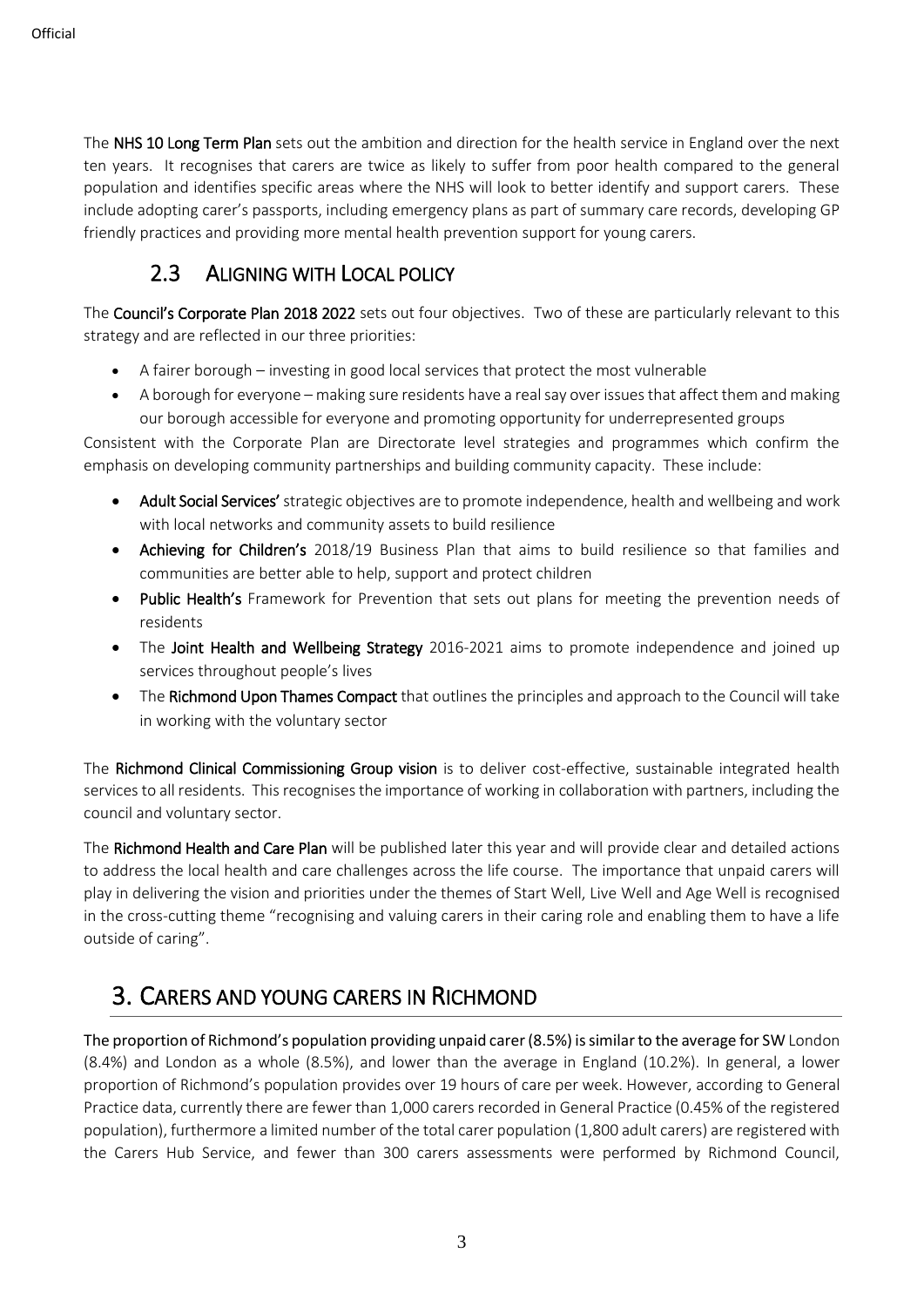The **NHS 10 Long Term Plan** sets out the ambition and direction for the health service in England over the next ten years. It recognises that carers are twice as likely to suffer from poor health compared to the general population and identifies specific areas where the NHS will look to better identify and support carers. These include adopting carer's passports, including emergency plans as part of summary care records, developing GP friendly practices and providing more mental health prevention support for young carers.

## 2.3 Aligning with Local policy

The **Council's Corporate Plan 2018 2022** sets out four objectives. Two of these are particularly relevant to this strategy and are reflected in our three priorities:

- A fairer borough – investing in good local services that protect the most vulnerable
- A borough for everyone – making sure residents have a real say over issues that affect them and making our borough accessible for everyone and promoting opportunity for underrepresented groups

Consistent with the Corporate Plan are Directorate level strategies and programmes which confirm the emphasis on developing community partnerships and building community capacity. These include:

- **Adult Social Services'** strategic objectives are to promote independence, health and wellbeing and work with local networks and community assets to build resilience
- **Achieving for Children's** 2018/19 Business Plan that aims to build resilience so that families and communities are better able to help, support and protect children
- **Public Health's** Framework for Prevention that sets out plans for meeting the prevention needs of residents
- The **Joint Health and Wellbeing Strategy** 2016-2021 aims to promote independence and joined up services throughout people's lives
- The **Richmond Upon Thames Compact** that outlines the principles and approach to the Council will take in working with the voluntary sector

The **Richmond Clinical Commissioning Group vision** is to deliver cost-effective, sustainable integrated health services to all residents. This recognises the importance of working in collaboration with partners, including the council and voluntary sector.

The **Richmond Health and Care Plan** will be published later this year and will provide clear and detailed actions to address the local health and care challenges across the life course. The importance that unpaid carers will play in delivering the vision and priorities under the themes of Start Well, Live Well and Age Well is recognised in the cross-cutting theme "recognising and valuing carers in their caring role and enabling them to have a life outside of caring".

# 3. Carers and young carers in Richmond

**The proportion of Richmond's population providing unpaid carer (8.5%) is similar to the average for SW** London (8.4%) and London as a whole (8.5%), and lower than the average in England (10.2%). In general, a lower proportion of Richmond's population provides over 19 hours of care per week. However, according to General Practice data, currently there are fewer than 1,000 carers recorded in General Practice (0.45% of the registered population), furthermore a limited number of the total carer population (1,800 adult carers) are registered with the Carers Hub Service, and fewer than 300 carers assessments were performed by Richmond Council,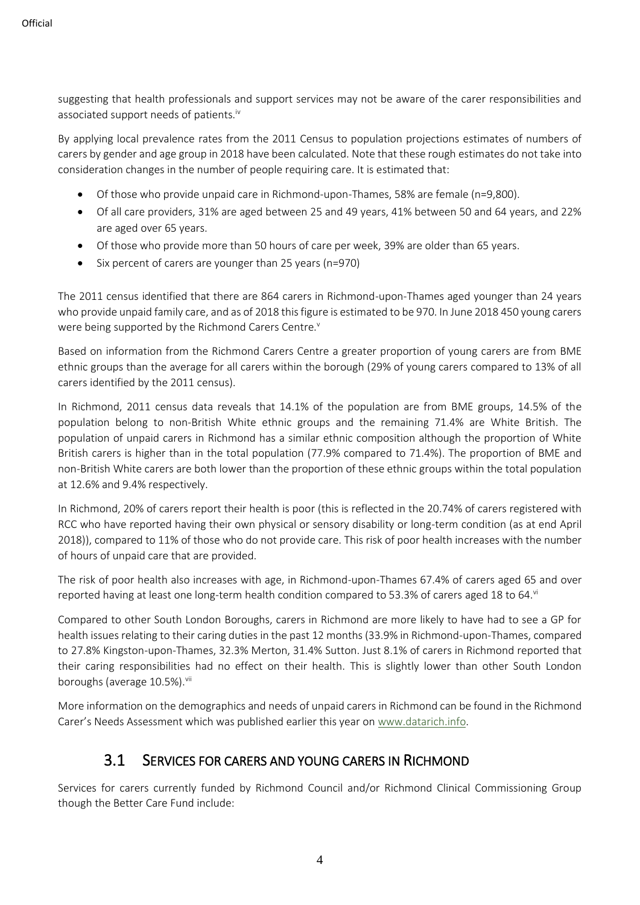suggesting that health professionals and support services may not be aware of the carer responsibilities and associated support needs of patients.[iv]

By applying local prevalence rates from the 2011 Census to population projections estimates of numbers of carers by gender and age group in 2018 have been calculated. Note that these rough estimates do not take into consideration changes in the number of people requiring care. It is estimated that:

- Of those who provide unpaid care in Richmond-upon-Thames, 58% are female (n=9,800).
- Of all care providers, 31% are aged between 25 and 49 years, 41% between 50 and 64 years, and 22% are aged over 65 years.
- Of those who provide more than 50 hours of care per week, 39% are older than 65 years.
- Six percent of carers are younger than 25 years (n=970)

The 2011 census identified that there are 864 carers in Richmond-upon-Thames aged younger than 24 years who provide unpaid family care, and as of 2018 this figure is estimated to be 970. In June 2018 450 young carers were being supported by the Richmond Carers Centre.[v]

Based on information from the Richmond Carers Centre a greater proportion of young carers are from BME ethnic groups than the average for all carers within the borough (29% of young carers compared to 13% of all carers identified by the 2011 census).

In Richmond, 2011 census data reveals that 14.1% of the population are from BME groups, 14.5% of the population belong to non-British White ethnic groups and the remaining 71.4% are White British. The population of unpaid carers in Richmond has a similar ethnic composition although the proportion of White British carers is higher than in the total population (77.9% compared to 71.4%). The proportion of BME and non-British White carers are both lower than the proportion of these ethnic groups within the total population at 12.6% and 9.4% respectively.

In Richmond, 20% of carers report their health is poor (this is reflected in the 20.74% of carers registered with RCC who have reported having their own physical or sensory disability or long-term condition (as at end April 2018)), compared to 11% of those who do not provide care. This risk of poor health increases with the number of hours of unpaid care that are provided.

The risk of poor health also increases with age, in Richmond-upon-Thames 67.4% of carers aged 65 and over reported having at least one long-term health condition compared to 53.3% of carers aged 18 to 64.[vi]

Compared to other South London Boroughs, carers in Richmond are more likely to have had to see a GP for health issues relating to their caring duties in the past 12 months (33.9% in Richmond-upon-Thames, compared to 27.8% Kingston-upon-Thames, 32.3% Merton, 31.4% Sutton. Just 8.1% of carers in Richmond reported that their caring responsibilities had no effect on their health. This is slightly lower than other South London boroughs (average 10.5%).[vii]

More information on the demographics and needs of unpaid carers in Richmond can be found in the Richmond Carer's Needs Assessment which was published earlier this year on www.datarich.info.

## 3.1 Services for carers and young carers in Richmond

Services for carers currently funded by Richmond Council and/or Richmond Clinical Commissioning Group though the Better Care Fund include: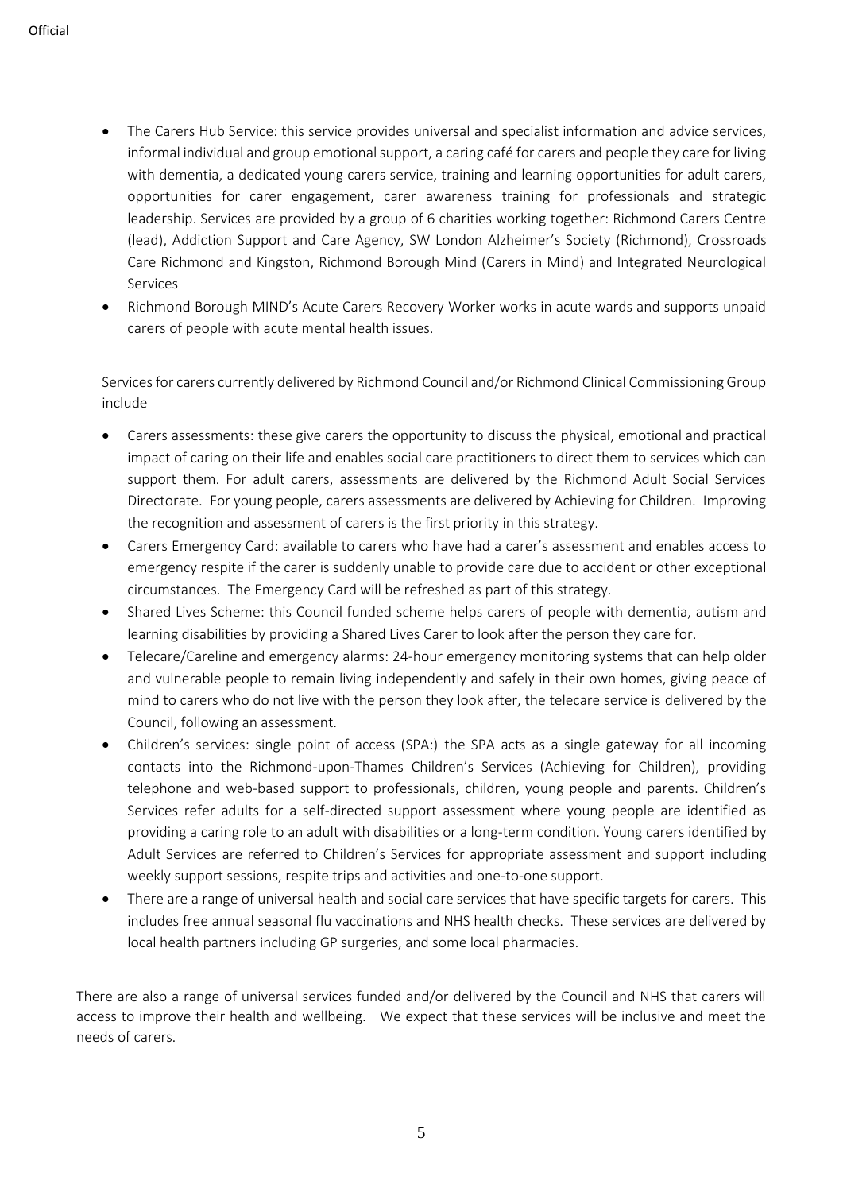- The Carers Hub Service: this service provides universal and specialist information and advice services, informal individual and group emotional support, a caring café for carers and people they care for living with dementia, a dedicated young carers service, training and learning opportunities for adult carers, opportunities for carer engagement, carer awareness training for professionals and strategic leadership. Services are provided by a group of 6 charities working together: Richmond Carers Centre (lead), Addiction Support and Care Agency, SW London Alzheimer's Society (Richmond), Crossroads Care Richmond and Kingston, Richmond Borough Mind (Carers in Mind) and Integrated Neurological Services
- Richmond Borough MIND's Acute Carers Recovery Worker works in acute wards and supports unpaid carers of people with acute mental health issues.

Services for carers currently delivered by Richmond Council and/or Richmond Clinical Commissioning Group include

- Carers assessments: these give carers the opportunity to discuss the physical, emotional and practical impact of caring on their life and enables social care practitioners to direct them to services which can support them. For adult carers, assessments are delivered by the Richmond Adult Social Services Directorate. For young people, carers assessments are delivered by Achieving for Children. Improving the recognition and assessment of carers is the first priority in this strategy.
- Carers Emergency Card: available to carers who have had a carer's assessment and enables access to emergency respite if the carer is suddenly unable to provide care due to accident or other exceptional circumstances. The Emergency Card will be refreshed as part of this strategy.
- Shared Lives Scheme: this Council funded scheme helps carers of people with dementia, autism and learning disabilities by providing a Shared Lives Carer to look after the person they care for.
- Telecare/Careline and emergency alarms: 24-hour emergency monitoring systems that can help older and vulnerable people to remain living independently and safely in their own homes, giving peace of mind to carers who do not live with the person they look after, the telecare service is delivered by the Council, following an assessment.
- Children's services: single point of access (SPA:) the SPA acts as a single gateway for all incoming contacts into the Richmond-upon-Thames Children's Services (Achieving for Children), providing telephone and web-based support to professionals, children, young people and parents. Children's Services refer adults for a self-directed support assessment where young people are identified as providing a caring role to an adult with disabilities or a long-term condition. Young carers identified by Adult Services are referred to Children's Services for appropriate assessment and support including weekly support sessions, respite trips and activities and one-to-one support.
- There are a range of universal health and social care services that have specific targets for carers. This includes free annual seasonal flu vaccinations and NHS health checks. These services are delivered by local health partners including GP surgeries, and some local pharmacies.

There are also a range of universal services funded and/or delivered by the Council and NHS that carers will access to improve their health and wellbeing. We expect that these services will be inclusive and meet the needs of carers.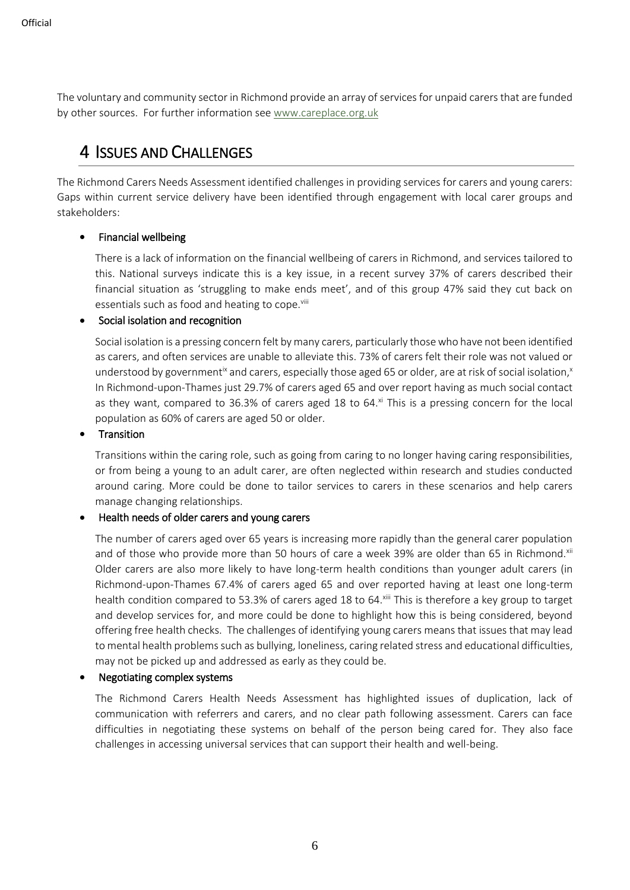The voluntary and community sector in Richmond provide an array of services for unpaid carers that are funded by other sources. For further information see [www.careplace.org.uk](www.careplace.org.uk)

# 4 Issues and Challenges

The Richmond Carers Needs Assessment identified challenges in providing services for carers and young carers: Gaps within current service delivery have been identified through engagement with local carer groups and stakeholders:

- **Financial wellbeing**

  There is a lack of information on the financial wellbeing of carers in Richmond, and services tailored to this. National surveys indicate this is a key issue, in a recent survey 37% of carers described their financial situation as 'struggling to make ends meet', and of this group 47% said they cut back on essentials such as food and heating to cope.[viii]

- **Social isolation and recognition**

  Social isolation is a pressing concern felt by many carers, particularly those who have not been identified as carers, and often services are unable to alleviate this. 73% of carers felt their role was not valued or understood by government[ix] and carers, especially those aged 65 or older, are at risk of social isolation,[x] In Richmond-upon-Thames just 29.7% of carers aged 65 and over report having as much social contact as they want, compared to 36.3% of carers aged 18 to 64.[xi] This is a pressing concern for the local population as 60% of carers are aged 50 or older.

- **Transition**

  Transitions within the caring role, such as going from caring to no longer having caring responsibilities, or from being a young to an adult carer, are often neglected within research and studies conducted around caring. More could be done to tailor services to carers in these scenarios and help carers manage changing relationships.

- **Health needs of older carers and young carers**

  The number of carers aged over 65 years is increasing more rapidly than the general carer population and of those who provide more than 50 hours of care a week 39% are older than 65 in Richmond.[xii] Older carers are also more likely to have long-term health conditions than younger adult carers (in Richmond-upon-Thames 67.4% of carers aged 65 and over reported having at least one long-term health condition compared to 53.3% of carers aged 18 to 64.[xiii] This is therefore a key group to target and develop services for, and more could be done to highlight how this is being considered, beyond offering free health checks. The challenges of identifying young carers means that issues that may lead to mental health problems such as bullying, loneliness, caring related stress and educational difficulties, may not be picked up and addressed as early as they could be.

- **Negotiating complex systems**

  The Richmond Carers Health Needs Assessment has highlighted issues of duplication, lack of communication with referrers and carers, and no clear path following assessment. Carers can face difficulties in negotiating these systems on behalf of the person being cared for. They also face challenges in accessing universal services that can support their health and well-being.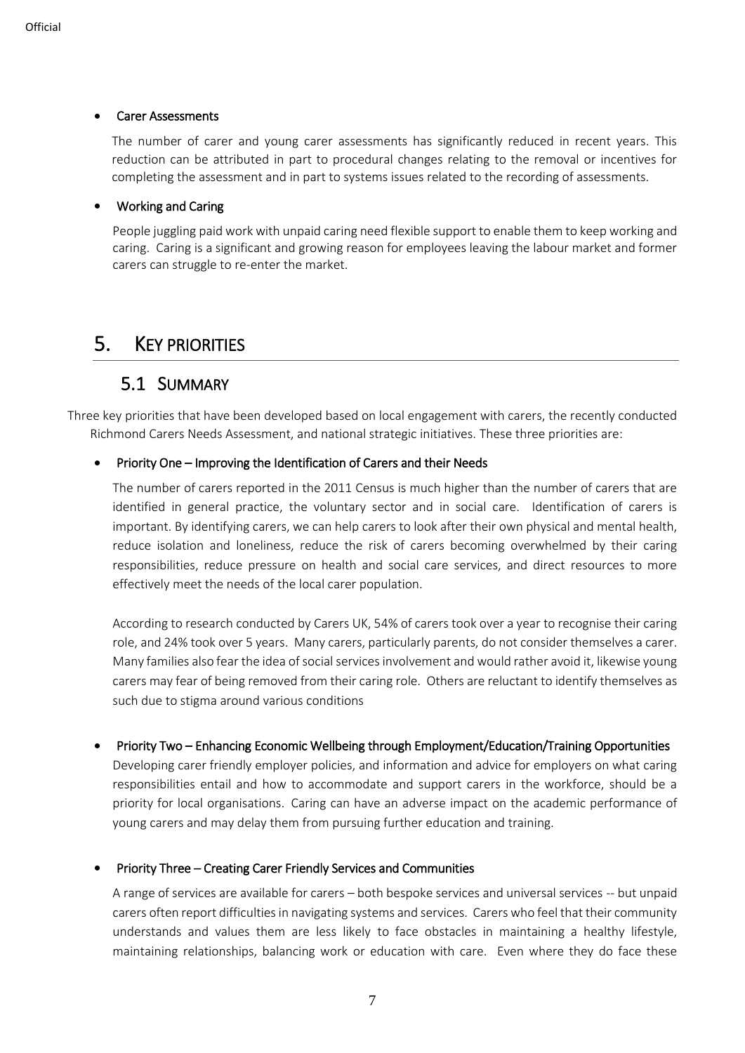- **Carer Assessments**

  The number of carer and young carer assessments has significantly reduced in recent years. This reduction can be attributed in part to procedural changes relating to the removal or incentives for completing the assessment and in part to systems issues related to the recording of assessments.

- **Working and Caring**

  People juggling paid work with unpaid caring need flexible support to enable them to keep working and caring. Caring is a significant and growing reason for employees leaving the labour market and former carers can struggle to re-enter the market.

# 5. KEY PRIORITIES

## 5.1 SUMMARY

Three key priorities that have been developed based on local engagement with carers, the recently conducted Richmond Carers Needs Assessment, and national strategic initiatives. These three priorities are:

- **Priority One – Improving the Identification of Carers and their Needs**

  The number of carers reported in the 2011 Census is much higher than the number of carers that are identified in general practice, the voluntary sector and in social care. Identification of carers is important. By identifying carers, we can help carers to look after their own physical and mental health, reduce isolation and loneliness, reduce the risk of carers becoming overwhelmed by their caring responsibilities, reduce pressure on health and social care services, and direct resources to more effectively meet the needs of the local carer population.

  According to research conducted by Carers UK, 54% of carers took over a year to recognise their caring role, and 24% took over 5 years. Many carers, particularly parents, do not consider themselves a carer. Many families also fear the idea of social services involvement and would rather avoid it, likewise young carers may fear of being removed from their caring role. Others are reluctant to identify themselves as such due to stigma around various conditions

- **Priority Two – Enhancing Economic Wellbeing through Employment/Education/Training Opportunities**

  Developing carer friendly employer policies, and information and advice for employers on what caring responsibilities entail and how to accommodate and support carers in the workforce, should be a priority for local organisations. Caring can have an adverse impact on the academic performance of young carers and may delay them from pursuing further education and training.

- **Priority Three – Creating Carer Friendly Services and Communities**

  A range of services are available for carers – both bespoke services and universal services -- but unpaid carers often report difficulties in navigating systems and services. Carers who feel that their community understands and values them are less likely to face obstacles in maintaining a healthy lifestyle, maintaining relationships, balancing work or education with care. Even where they do face these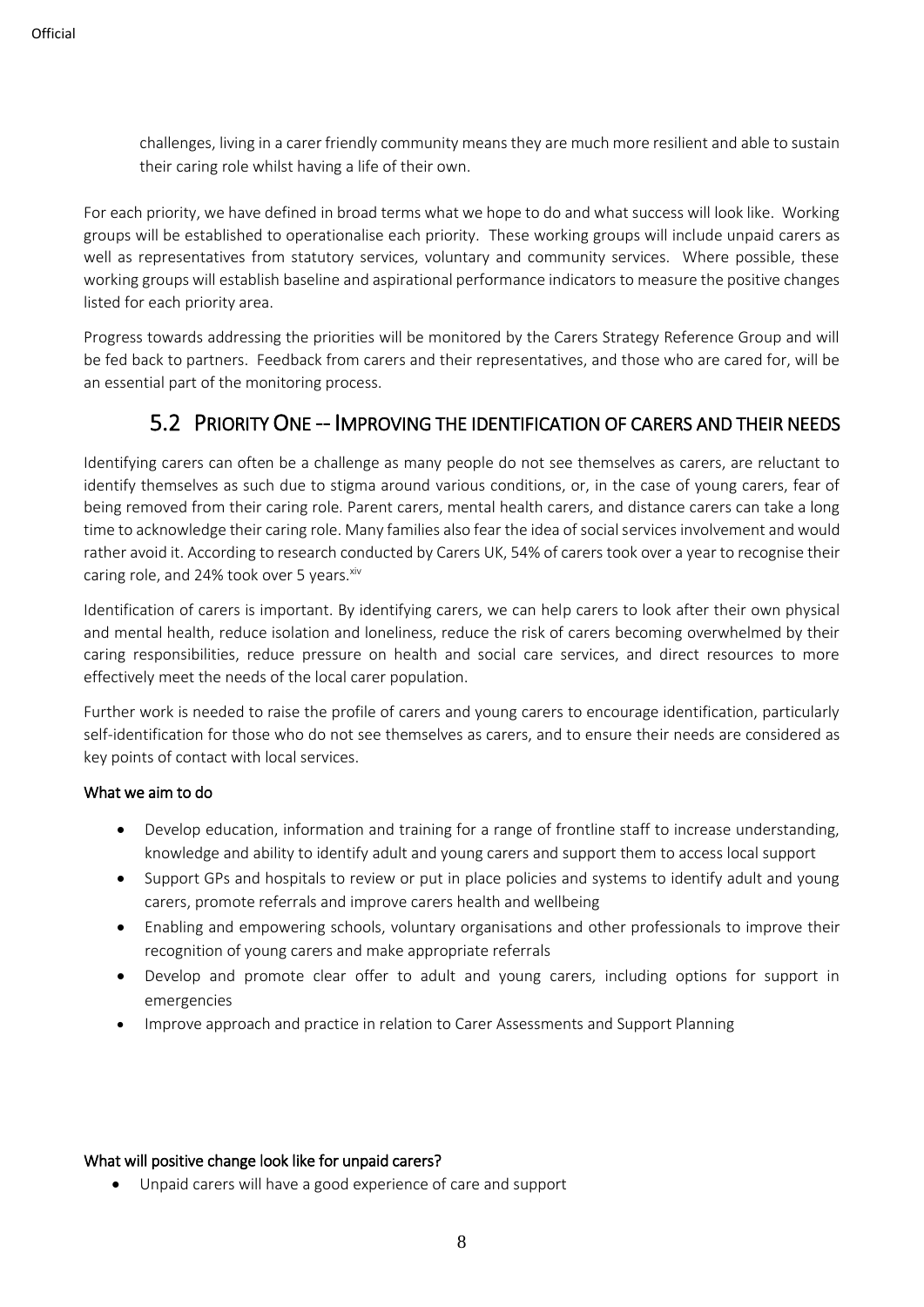challenges, living in a carer friendly community means they are much more resilient and able to sustain their caring role whilst having a life of their own.

For each priority, we have defined in broad terms what we hope to do and what success will look like. Working groups will be established to operationalise each priority. These working groups will include unpaid carers as well as representatives from statutory services, voluntary and community services. Where possible, these working groups will establish baseline and aspirational performance indicators to measure the positive changes listed for each priority area.

Progress towards addressing the priorities will be monitored by the Carers Strategy Reference Group and will be fed back to partners. Feedback from carers and their representatives, and those who are cared for, will be an essential part of the monitoring process.

## 5.2 Priority One -- Improving the identification of carers and their needs

Identifying carers can often be a challenge as many people do not see themselves as carers, are reluctant to identify themselves as such due to stigma around various conditions, or, in the case of young carers, fear of being removed from their caring role. Parent carers, mental health carers, and distance carers can take a long time to acknowledge their caring role. Many families also fear the idea of social services involvement and would rather avoid it. According to research conducted by Carers UK, 54% of carers took over a year to recognise their caring role, and 24% took over 5 years.[xiv]

Identification of carers is important. By identifying carers, we can help carers to look after their own physical and mental health, reduce isolation and loneliness, reduce the risk of carers becoming overwhelmed by their caring responsibilities, reduce pressure on health and social care services, and direct resources to more effectively meet the needs of the local carer population.

Further work is needed to raise the profile of carers and young carers to encourage identification, particularly self-identification for those who do not see themselves as carers, and to ensure their needs are considered as key points of contact with local services.

**What we aim to do**

- Develop education, information and training for a range of frontline staff to increase understanding, knowledge and ability to identify adult and young carers and support them to access local support
- Support GPs and hospitals to review or put in place policies and systems to identify adult and young carers, promote referrals and improve carers health and wellbeing
- Enabling and empowering schools, voluntary organisations and other professionals to improve their recognition of young carers and make appropriate referrals
- Develop and promote clear offer to adult and young carers, including options for support in emergencies
- Improve approach and practice in relation to Carer Assessments and Support Planning

**What will positive change look like for unpaid carers?**

- Unpaid carers will have a good experience of care and support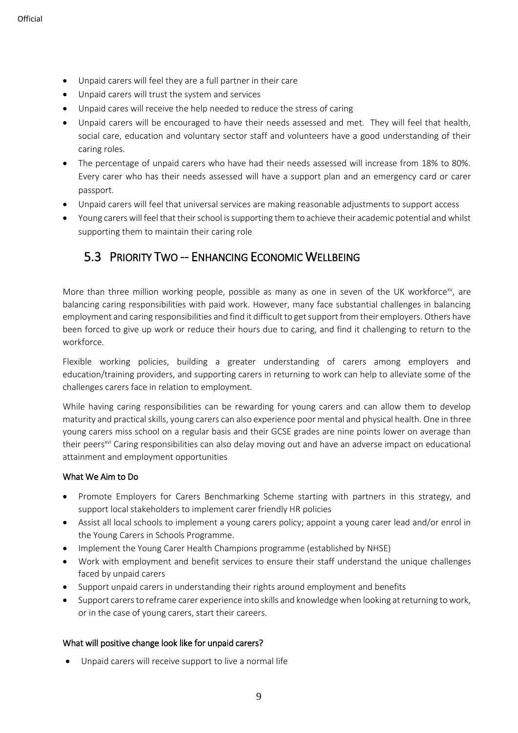- Unpaid carers will feel they are a full partner in their care
- Unpaid carers will trust the system and services
- Unpaid cares will receive the help needed to reduce the stress of caring
- Unpaid carers will be encouraged to have their needs assessed and met. They will feel that health, social care, education and voluntary sector staff and volunteers have a good understanding of their caring roles.
- The percentage of unpaid carers who have had their needs assessed will increase from 18% to 80%. Every carer who has their needs assessed will have a support plan and an emergency card or carer passport.
- Unpaid carers will feel that universal services are making reasonable adjustments to support access
- Young carers will feel that their school is supporting them to achieve their academic potential and whilst supporting them to maintain their caring role

## 5.3 Priority Two -- Enhancing Economic Wellbeing

More than three million working people, possible as many as one in seven of the UK workforce[xv], are balancing caring responsibilities with paid work. However, many face substantial challenges in balancing employment and caring responsibilities and find it difficult to get support from their employers. Others have been forced to give up work or reduce their hours due to caring, and find it challenging to return to the workforce.

Flexible working policies, building a greater understanding of carers among employers and education/training providers, and supporting carers in returning to work can help to alleviate some of the challenges carers face in relation to employment.

While having caring responsibilities can be rewarding for young carers and can allow them to develop maturity and practical skills, young carers can also experience poor mental and physical health. One in three young carers miss school on a regular basis and their GCSE grades are nine points lower on average than their peers[xvi] Caring responsibilities can also delay moving out and have an adverse impact on educational attainment and employment opportunities

#### What We Aim to Do

- Promote Employers for Carers Benchmarking Scheme starting with partners in this strategy, and support local stakeholders to implement carer friendly HR policies
- Assist all local schools to implement a young carers policy; appoint a young carer lead and/or enrol in the Young Carers in Schools Programme.
- Implement the Young Carer Health Champions programme (established by NHSE)
- Work with employment and benefit services to ensure their staff understand the unique challenges faced by unpaid carers
- Support unpaid carers in understanding their rights around employment and benefits
- Support carers to reframe carer experience into skills and knowledge when looking at returning to work, or in the case of young carers, start their careers.

#### What will positive change look like for unpaid carers?

- Unpaid carers will receive support to live a normal life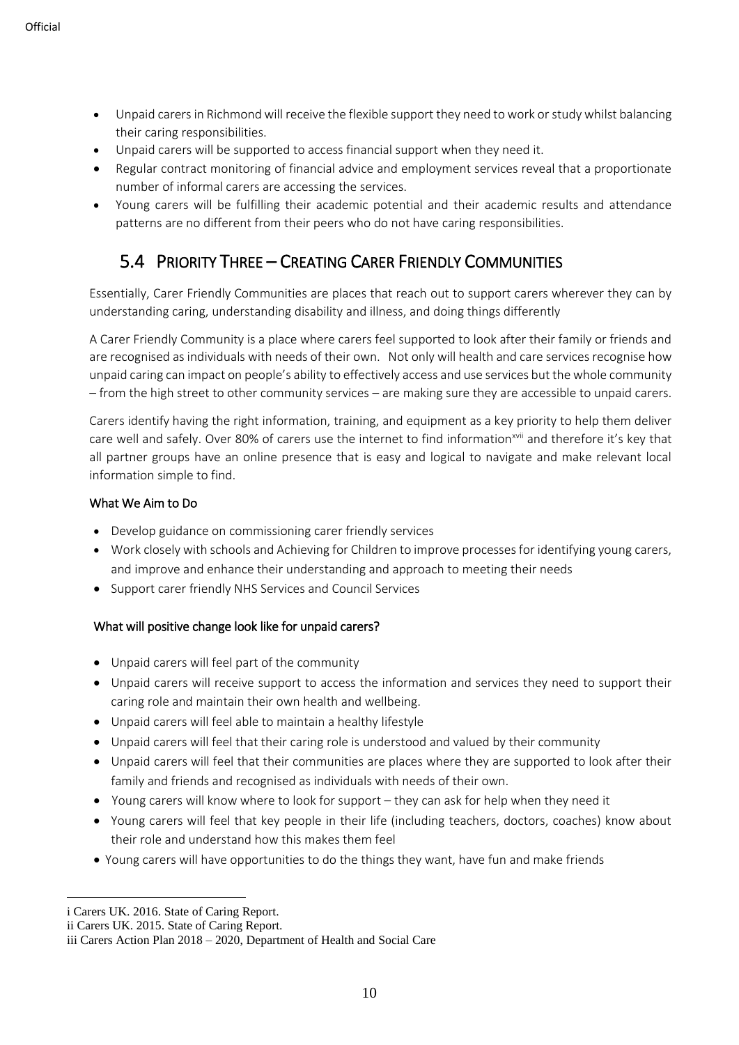- Unpaid carers in Richmond will receive the flexible support they need to work or study whilst balancing their caring responsibilities.
- Unpaid carers will be supported to access financial support when they need it.
- Regular contract monitoring of financial advice and employment services reveal that a proportionate number of informal carers are accessing the services.
- Young carers will be fulfilling their academic potential and their academic results and attendance patterns are no different from their peers who do not have caring responsibilities.

## 5.4 Priority Three – Creating Carer Friendly Communities

Essentially, Carer Friendly Communities are places that reach out to support carers wherever they can by understanding caring, understanding disability and illness, and doing things differently

A Carer Friendly Community is a place where carers feel supported to look after their family or friends and are recognised as individuals with needs of their own. Not only will health and care services recognise how unpaid caring can impact on people's ability to effectively access and use services but the whole community – from the high street to other community services – are making sure they are accessible to unpaid carers.

Carers identify having the right information, training, and equipment as a key priority to help them deliver care well and safely. Over 80% of carers use the internet to find information[xvii] and therefore it's key that all partner groups have an online presence that is easy and logical to navigate and make relevant local information simple to find.

### What We Aim to Do

- Develop guidance on commissioning carer friendly services
- Work closely with schools and Achieving for Children to improve processes for identifying young carers, and improve and enhance their understanding and approach to meeting their needs
- Support carer friendly NHS Services and Council Services

### What will positive change look like for unpaid carers?

- Unpaid carers will feel part of the community
- Unpaid carers will receive support to access the information and services they need to support their caring role and maintain their own health and wellbeing.
- Unpaid carers will feel able to maintain a healthy lifestyle
- Unpaid carers will feel that their caring role is understood and valued by their community
- Unpaid carers will feel that their communities are places where they are supported to look after their family and friends and recognised as individuals with needs of their own.
- Young carers will know where to look for support – they can ask for help when they need it
- Young carers will feel that key people in their life (including teachers, doctors, coaches) know about their role and understand how this makes them feel
- Young carers will have opportunities to do the things they want, have fun and make friends

---

i Carers UK. 2016. State of Caring Report.

ii Carers UK. 2015. State of Caring Report.

iii Carers Action Plan 2018 – 2020, Department of Health and Social Care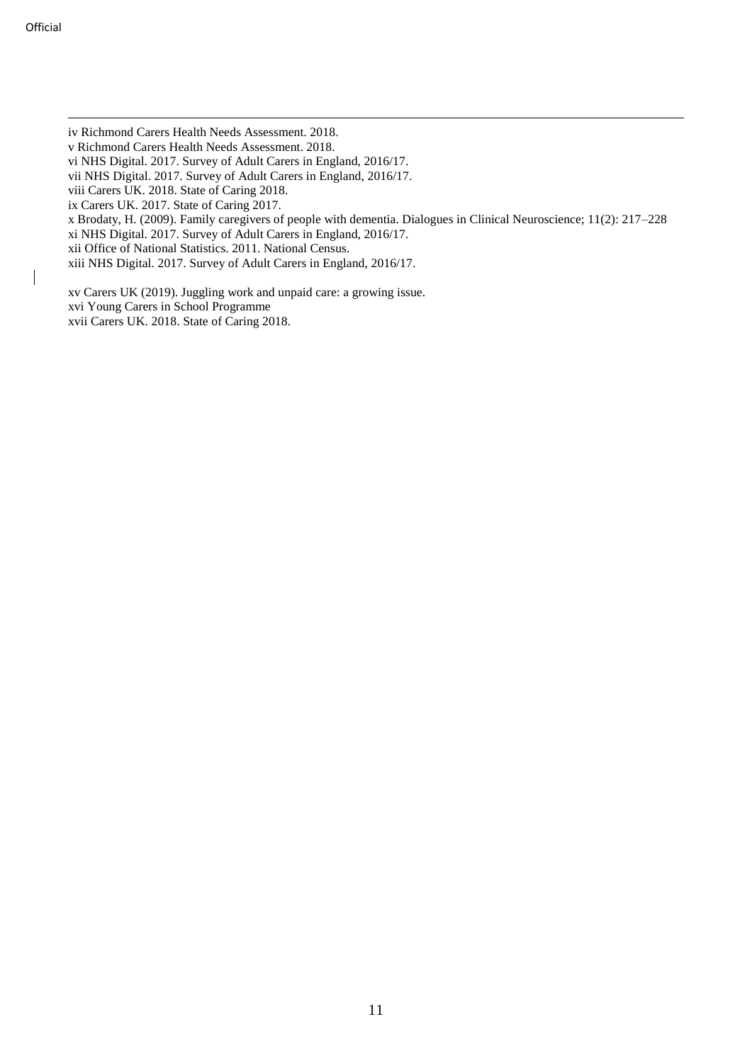iv Richmond Carers Health Needs Assessment. 2018.
v Richmond Carers Health Needs Assessment. 2018.
vi NHS Digital. 2017. Survey of Adult Carers in England, 2016/17.
vii NHS Digital. 2017. Survey of Adult Carers in England, 2016/17.
viii Carers UK. 2018. State of Caring 2018.
ix Carers UK. 2017. State of Caring 2017.
x Brodaty, H. (2009). Family caregivers of people with dementia. Dialogues in Clinical Neuroscience; 11(2): 217–228
xi NHS Digital. 2017. Survey of Adult Carers in England, 2016/17.
xii Office of National Statistics. 2011. National Census.
xiii NHS Digital. 2017. Survey of Adult Carers in England, 2016/17.

xv Carers UK (2019). Juggling work and unpaid care: a growing issue.
xvi Young Carers in School Programme
xvii Carers UK. 2018. State of Caring 2018.